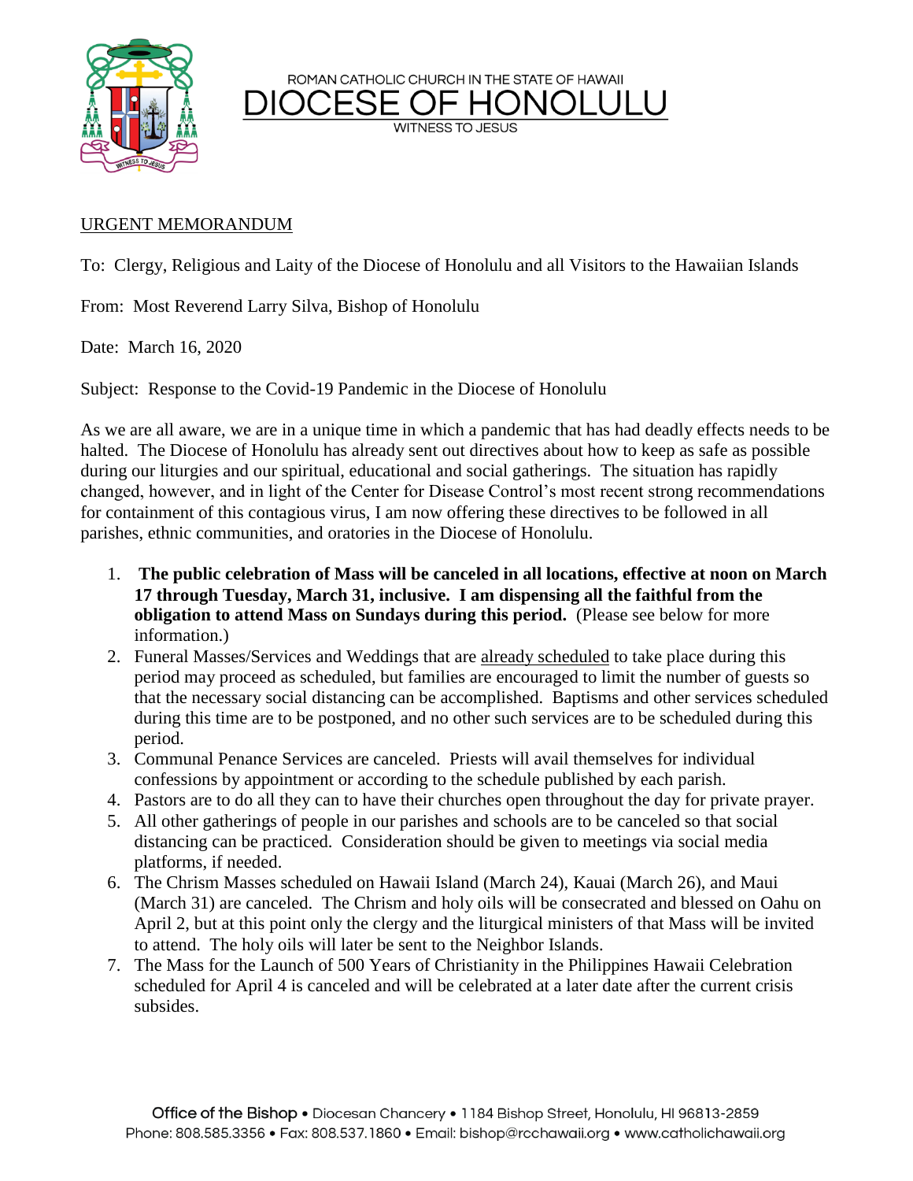ROMAN CATHOLIC CHURCH IN THE STATE OF HAWAII

# DIOCESE OF HONOLULU

WITNESS TO JESUS

URGENT MEMORANDUM

To: Clergy, Religious and Laity of the Diocese of Honolulu and all Visitors to the Hawaiian Islands

From: Most Reverend Larry Silva, Bishop of Honolulu

Date: March 16, 2020

Subject: Response to the Covid-19 Pandemic in the Diocese of Honolulu

As we are all aware, we are in a unique time in which a pandemic that has had deadly effects needs to be halted. The Diocese of Honolulu has already sent out directives about how to keep as safe as possible during our liturgies and our spiritual, educational and social gatherings. The situation has rapidly changed, however, and in light of the Center for Disease Control's most recent strong recommendations for containment of this contagious virus, I am now offering these directives to be followed in all parishes, ethnic communities, and oratories in the Diocese of Honolulu.

1. **The public celebration of Mass will be canceled in all locations, effective at noon on March 17 through Tuesday, March 31, inclusive. I am dispensing all the faithful from the obligation to attend Mass on Sundays during this period.** (Please see below for more information.)
2. Funeral Masses/Services and Weddings that are already scheduled to take place during this period may proceed as scheduled, but families are encouraged to limit the number of guests so that the necessary social distancing can be accomplished. Baptisms and other services scheduled during this time are to be postponed, and no other such services are to be scheduled during this period.
3. Communal Penance Services are canceled. Priests will avail themselves for individual confessions by appointment or according to the schedule published by each parish.
4. Pastors are to do all they can to have their churches open throughout the day for private prayer.
5. All other gatherings of people in our parishes and schools are to be canceled so that social distancing can be practiced. Consideration should be given to meetings via social media platforms, if needed.
6. The Chrism Masses scheduled on Hawaii Island (March 24), Kauai (March 26), and Maui (March 31) are canceled. The Chrism and holy oils will be consecrated and blessed on Oahu on April 2, but at this point only the clergy and the liturgical ministers of that Mass will be invited to attend. The holy oils will later be sent to the Neighbor Islands.
7. The Mass for the Launch of 500 Years of Christianity in the Philippines Hawaii Celebration scheduled for April 4 is canceled and will be celebrated at a later date after the current crisis subsides.

Office of the Bishop • Diocesan Chancery • 1184 Bishop Street, Honolulu, HI 96813-2859
Phone: 808.585.3356 • Fax: 808.537.1860 • Email: bishop@rcchawaii.org • www.catholichawaii.org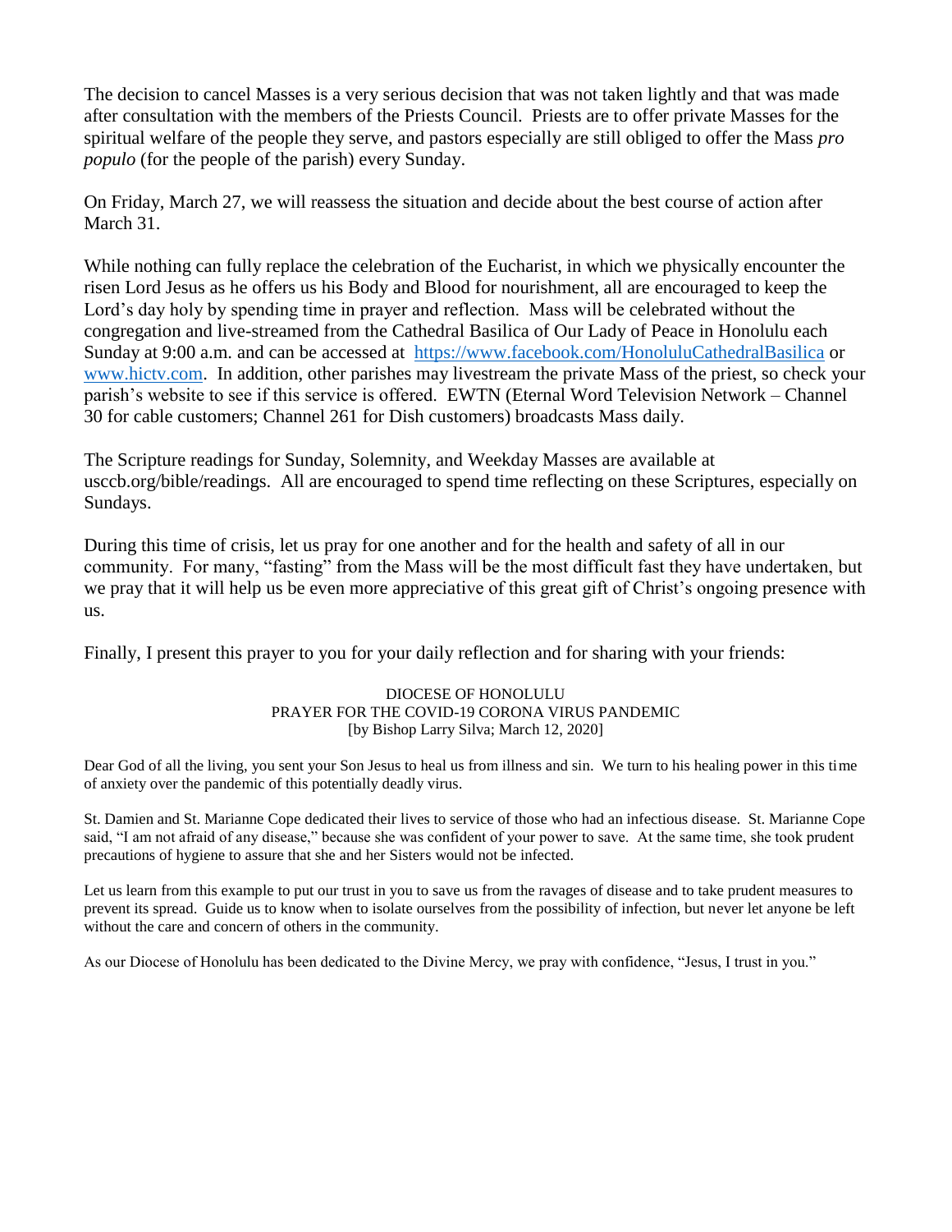The decision to cancel Masses is a very serious decision that was not taken lightly and that was made after consultation with the members of the Priests Council. Priests are to offer private Masses for the spiritual welfare of the people they serve, and pastors especially are still obliged to offer the Mass *pro populo* (for the people of the parish) every Sunday.

On Friday, March 27, we will reassess the situation and decide about the best course of action after March 31.

While nothing can fully replace the celebration of the Eucharist, in which we physically encounter the risen Lord Jesus as he offers us his Body and Blood for nourishment, all are encouraged to keep the Lord's day holy by spending time in prayer and reflection. Mass will be celebrated without the congregation and live-streamed from the Cathedral Basilica of Our Lady of Peace in Honolulu each Sunday at 9:00 a.m. and can be accessed at [https://www.facebook.com/HonoluluCathedralBasilica](https://www.facebook.com/HonoluluCathedralBasilica) or [www.hictv.com](www.hictv.com). In addition, other parishes may livestream the private Mass of the priest, so check your parish's website to see if this service is offered. EWTN (Eternal Word Television Network – Channel 30 for cable customers; Channel 261 for Dish customers) broadcasts Mass daily.

The Scripture readings for Sunday, Solemnity, and Weekday Masses are available at usccb.org/bible/readings. All are encouraged to spend time reflecting on these Scriptures, especially on Sundays.

During this time of crisis, let us pray for one another and for the health and safety of all in our community. For many, "fasting" from the Mass will be the most difficult fast they have undertaken, but we pray that it will help us be even more appreciative of this great gift of Christ's ongoing presence with us.

Finally, I present this prayer to you for your daily reflection and for sharing with your friends:

DIOCESE OF HONOLULU
PRAYER FOR THE COVID-19 CORONA VIRUS PANDEMIC
[by Bishop Larry Silva; March 12, 2020]

Dear God of all the living, you sent your Son Jesus to heal us from illness and sin. We turn to his healing power in this time of anxiety over the pandemic of this potentially deadly virus.

St. Damien and St. Marianne Cope dedicated their lives to service of those who had an infectious disease. St. Marianne Cope said, "I am not afraid of any disease," because she was confident of your power to save. At the same time, she took prudent precautions of hygiene to assure that she and her Sisters would not be infected.

Let us learn from this example to put our trust in you to save us from the ravages of disease and to take prudent measures to prevent its spread. Guide us to know when to isolate ourselves from the possibility of infection, but never let anyone be left without the care and concern of others in the community.

As our Diocese of Honolulu has been dedicated to the Divine Mercy, we pray with confidence, "Jesus, I trust in you."